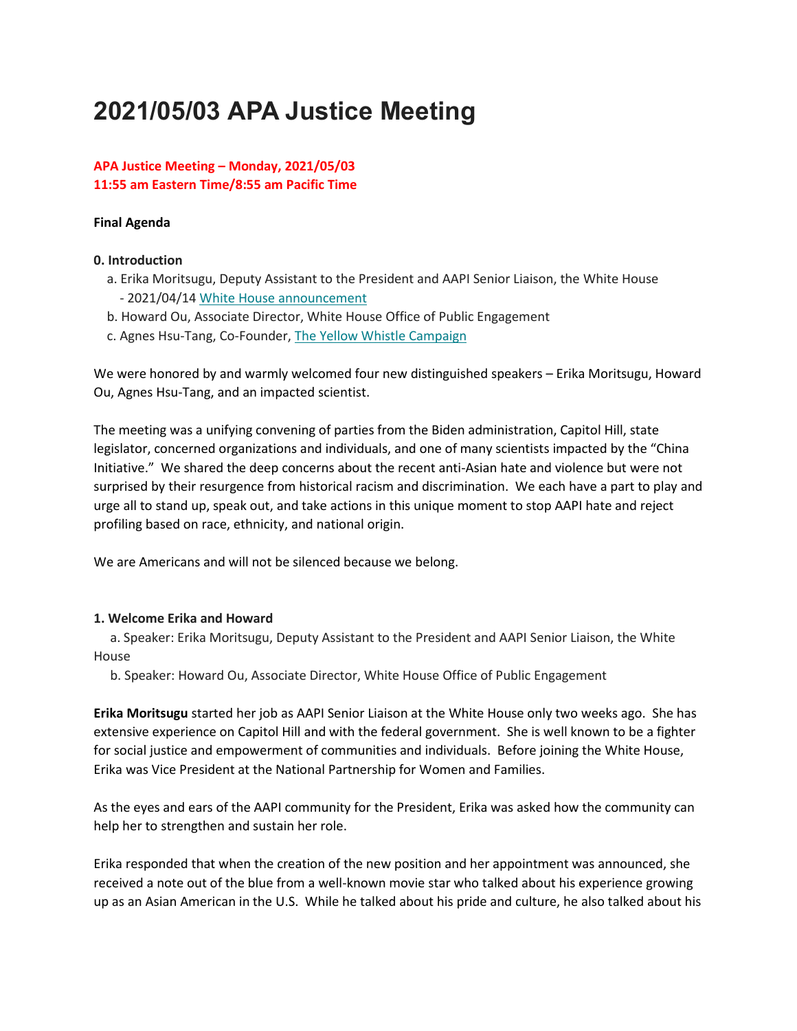# 2021/05/03 APA Justice Meeting

**APA Justice Meeting – Monday, 2021/05/03**
**11:55 am Eastern Time/8:55 am Pacific Time**

**Final Agenda**

**0. Introduction**

a. Erika Moritsugu, Deputy Assistant to the President and AAPI Senior Liaison, the White House
   - 2021/04/14 White House announcement

b. Howard Ou, Associate Director, White House Office of Public Engagement

c. Agnes Hsu-Tang, Co-Founder, The Yellow Whistle Campaign

We were honored by and warmly welcomed four new distinguished speakers – Erika Moritsugu, Howard Ou, Agnes Hsu-Tang, and an impacted scientist.

The meeting was a unifying convening of parties from the Biden administration, Capitol Hill, state legislator, concerned organizations and individuals, and one of many scientists impacted by the "China Initiative." We shared the deep concerns about the recent anti-Asian hate and violence but were not surprised by their resurgence from historical racism and discrimination. We each have a part to play and urge all to stand up, speak out, and take actions in this unique moment to stop AAPI hate and reject profiling based on race, ethnicity, and national origin.

We are Americans and will not be silenced because we belong.

**1. Welcome Erika and Howard**

a. Speaker: Erika Moritsugu, Deputy Assistant to the President and AAPI Senior Liaison, the White House

b. Speaker: Howard Ou, Associate Director, White House Office of Public Engagement

**Erika Moritsugu** started her job as AAPI Senior Liaison at the White House only two weeks ago. She has extensive experience on Capitol Hill and with the federal government. She is well known to be a fighter for social justice and empowerment of communities and individuals. Before joining the White House, Erika was Vice President at the National Partnership for Women and Families.

As the eyes and ears of the AAPI community for the President, Erika was asked how the community can help her to strengthen and sustain her role.

Erika responded that when the creation of the new position and her appointment was announced, she received a note out of the blue from a well-known movie star who talked about his experience growing up as an Asian American in the U.S. While he talked about his pride and culture, he also talked about his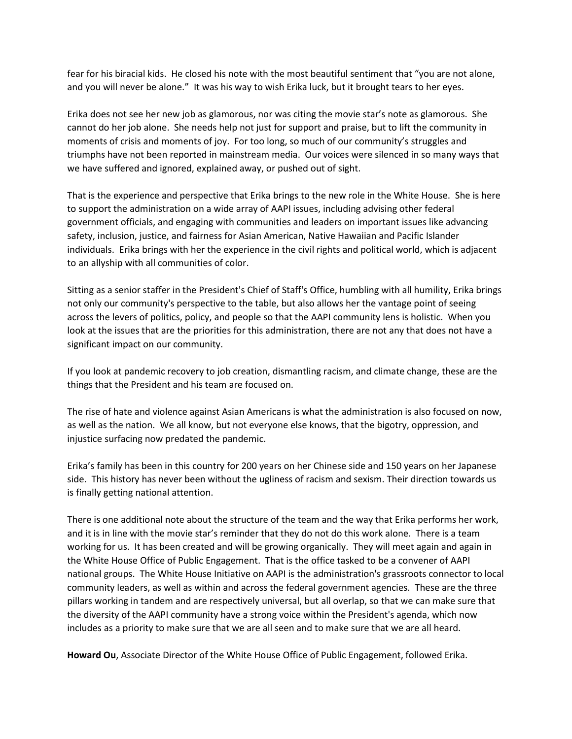fear for his biracial kids. He closed his note with the most beautiful sentiment that "you are not alone, and you will never be alone." It was his way to wish Erika luck, but it brought tears to her eyes.

Erika does not see her new job as glamorous, nor was citing the movie star's note as glamorous. She cannot do her job alone. She needs help not just for support and praise, but to lift the community in moments of crisis and moments of joy. For too long, so much of our community's struggles and triumphs have not been reported in mainstream media. Our voices were silenced in so many ways that we have suffered and ignored, explained away, or pushed out of sight.

That is the experience and perspective that Erika brings to the new role in the White House. She is here to support the administration on a wide array of AAPI issues, including advising other federal government officials, and engaging with communities and leaders on important issues like advancing safety, inclusion, justice, and fairness for Asian American, Native Hawaiian and Pacific Islander individuals. Erika brings with her the experience in the civil rights and political world, which is adjacent to an allyship with all communities of color.

Sitting as a senior staffer in the President's Chief of Staff's Office, humbling with all humility, Erika brings not only our community's perspective to the table, but also allows her the vantage point of seeing across the levers of politics, policy, and people so that the AAPI community lens is holistic. When you look at the issues that are the priorities for this administration, there are not any that does not have a significant impact on our community.

If you look at pandemic recovery to job creation, dismantling racism, and climate change, these are the things that the President and his team are focused on.

The rise of hate and violence against Asian Americans is what the administration is also focused on now, as well as the nation. We all know, but not everyone else knows, that the bigotry, oppression, and injustice surfacing now predated the pandemic.

Erika's family has been in this country for 200 years on her Chinese side and 150 years on her Japanese side. This history has never been without the ugliness of racism and sexism. Their direction towards us is finally getting national attention.

There is one additional note about the structure of the team and the way that Erika performs her work, and it is in line with the movie star's reminder that they do not do this work alone. There is a team working for us. It has been created and will be growing organically. They will meet again and again in the White House Office of Public Engagement. That is the office tasked to be a convener of AAPI national groups. The White House Initiative on AAPI is the administration's grassroots connector to local community leaders, as well as within and across the federal government agencies. These are the three pillars working in tandem and are respectively universal, but all overlap, so that we can make sure that the diversity of the AAPI community have a strong voice within the President's agenda, which now includes as a priority to make sure that we are all seen and to make sure that we are all heard.

**Howard Ou**, Associate Director of the White House Office of Public Engagement, followed Erika.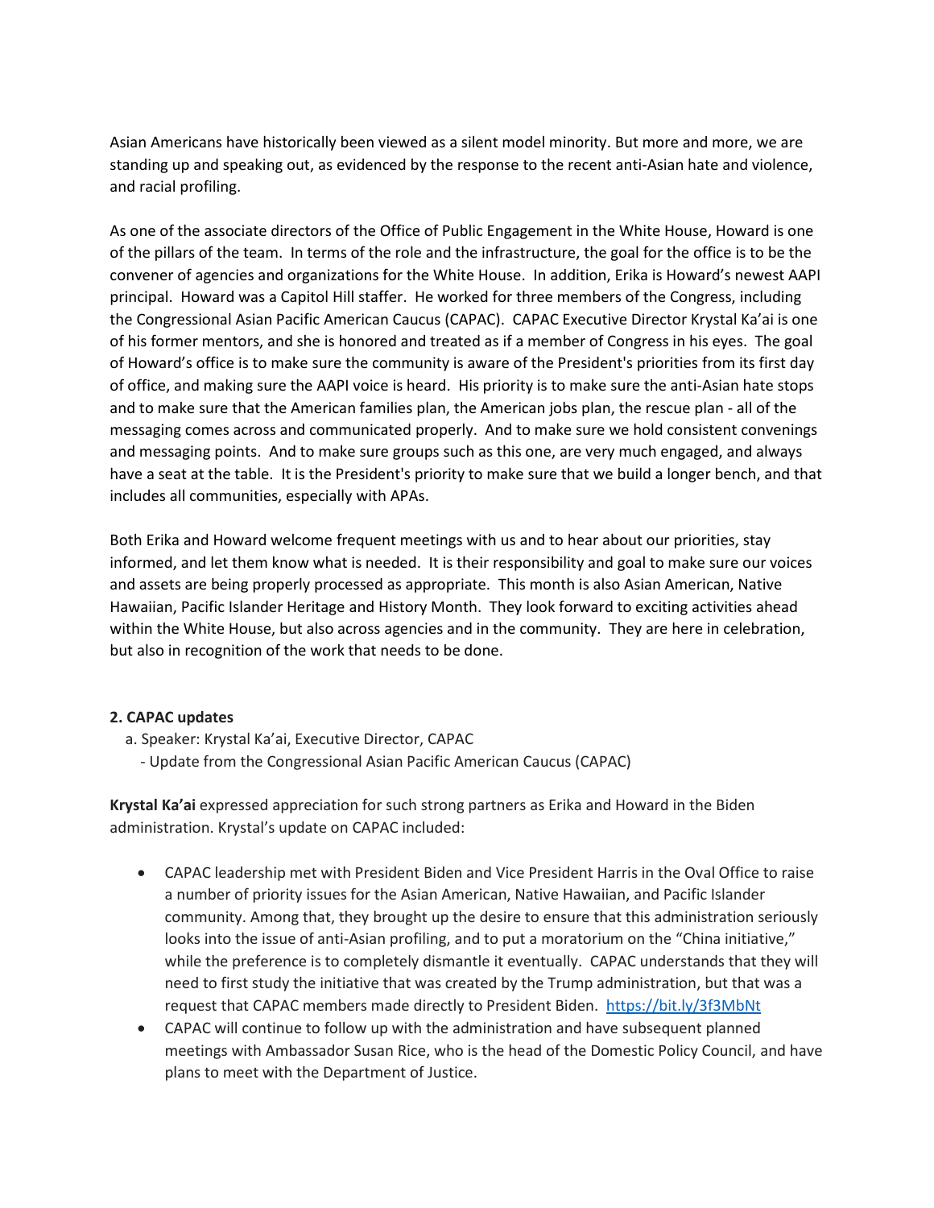Asian Americans have historically been viewed as a silent model minority. But more and more, we are standing up and speaking out, as evidenced by the response to the recent anti-Asian hate and violence, and racial profiling.

As one of the associate directors of the Office of Public Engagement in the White House, Howard is one of the pillars of the team. In terms of the role and the infrastructure, the goal for the office is to be the convener of agencies and organizations for the White House. In addition, Erika is Howard's newest AAPI principal. Howard was a Capitol Hill staffer. He worked for three members of the Congress, including the Congressional Asian Pacific American Caucus (CAPAC). CAPAC Executive Director Krystal Ka'ai is one of his former mentors, and she is honored and treated as if a member of Congress in his eyes. The goal of Howard's office is to make sure the community is aware of the President's priorities from its first day of office, and making sure the AAPI voice is heard. His priority is to make sure the anti-Asian hate stops and to make sure that the American families plan, the American jobs plan, the rescue plan - all of the messaging comes across and communicated properly. And to make sure we hold consistent convenings and messaging points. And to make sure groups such as this one, are very much engaged, and always have a seat at the table. It is the President's priority to make sure that we build a longer bench, and that includes all communities, especially with APAs.

Both Erika and Howard welcome frequent meetings with us and to hear about our priorities, stay informed, and let them know what is needed. It is their responsibility and goal to make sure our voices and assets are being properly processed as appropriate. This month is also Asian American, Native Hawaiian, Pacific Islander Heritage and History Month. They look forward to exciting activities ahead within the White House, but also across agencies and in the community. They are here in celebration, but also in recognition of the work that needs to be done.

**2. CAPAC updates**

a. Speaker: Krystal Ka'ai, Executive Director, CAPAC
   - Update from the Congressional Asian Pacific American Caucus (CAPAC)

**Krystal Ka'ai** expressed appreciation for such strong partners as Erika and Howard in the Biden administration. Krystal's update on CAPAC included:

- CAPAC leadership met with President Biden and Vice President Harris in the Oval Office to raise a number of priority issues for the Asian American, Native Hawaiian, and Pacific Islander community. Among that, they brought up the desire to ensure that this administration seriously looks into the issue of anti-Asian profiling, and to put a moratorium on the "China initiative," while the preference is to completely dismantle it eventually. CAPAC understands that they will need to first study the initiative that was created by the Trump administration, but that was a request that CAPAC members made directly to President Biden. https://bit.ly/3f3MbNt
- CAPAC will continue to follow up with the administration and have subsequent planned meetings with Ambassador Susan Rice, who is the head of the Domestic Policy Council, and have plans to meet with the Department of Justice.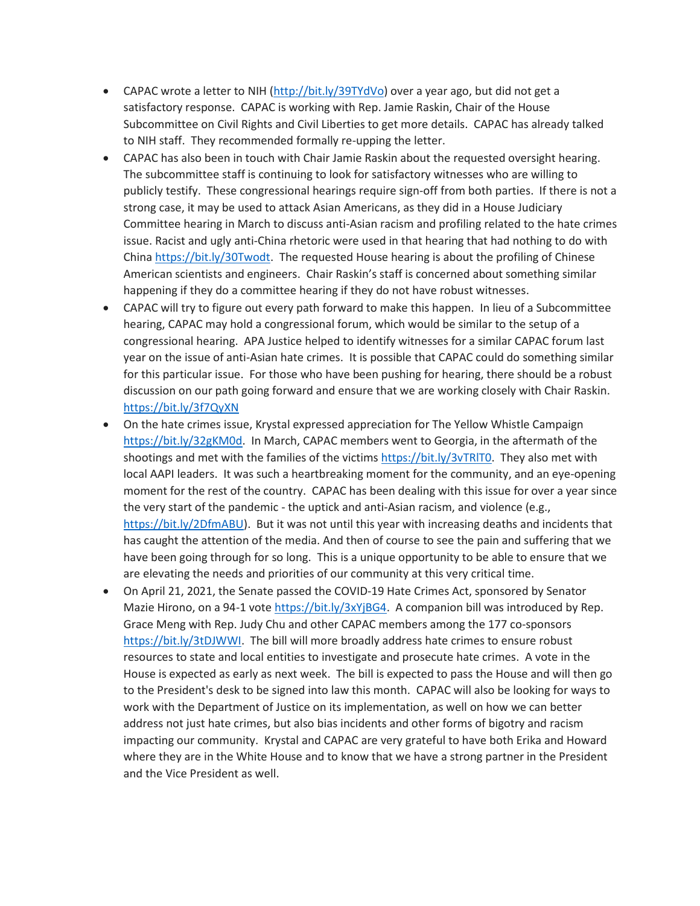- CAPAC wrote a letter to NIH (http://bit.ly/39TYdVo) over a year ago, but did not get a satisfactory response. CAPAC is working with Rep. Jamie Raskin, Chair of the House Subcommittee on Civil Rights and Civil Liberties to get more details. CAPAC has already talked to NIH staff. They recommended formally re-upping the letter.
- CAPAC has also been in touch with Chair Jamie Raskin about the requested oversight hearing. The subcommittee staff is continuing to look for satisfactory witnesses who are willing to publicly testify. These congressional hearings require sign-off from both parties. If there is not a strong case, it may be used to attack Asian Americans, as they did in a House Judiciary Committee hearing in March to discuss anti-Asian racism and profiling related to the hate crimes issue. Racist and ugly anti-China rhetoric were used in that hearing that had nothing to do with China https://bit.ly/30Twodt. The requested House hearing is about the profiling of Chinese American scientists and engineers. Chair Raskin's staff is concerned about something similar happening if they do a committee hearing if they do not have robust witnesses.
- CAPAC will try to figure out every path forward to make this happen. In lieu of a Subcommittee hearing, CAPAC may hold a congressional forum, which would be similar to the setup of a congressional hearing. APA Justice helped to identify witnesses for a similar CAPAC forum last year on the issue of anti-Asian hate crimes. It is possible that CAPAC could do something similar for this particular issue. For those who have been pushing for hearing, there should be a robust discussion on our path going forward and ensure that we are working closely with Chair Raskin. https://bit.ly/3f7QyXN
- On the hate crimes issue, Krystal expressed appreciation for The Yellow Whistle Campaign https://bit.ly/32gKM0d. In March, CAPAC members went to Georgia, in the aftermath of the shootings and met with the families of the victims https://bit.ly/3vTRlT0. They also met with local AAPI leaders. It was such a heartbreaking moment for the community, and an eye-opening moment for the rest of the country. CAPAC has been dealing with this issue for over a year since the very start of the pandemic - the uptick and anti-Asian racism, and violence (e.g., https://bit.ly/2DfmABU). But it was not until this year with increasing deaths and incidents that has caught the attention of the media. And then of course to see the pain and suffering that we have been going through for so long. This is a unique opportunity to be able to ensure that we are elevating the needs and priorities of our community at this very critical time.
- On April 21, 2021, the Senate passed the COVID-19 Hate Crimes Act, sponsored by Senator Mazie Hirono, on a 94-1 vote https://bit.ly/3xYjBG4. A companion bill was introduced by Rep. Grace Meng with Rep. Judy Chu and other CAPAC members among the 177 co-sponsors https://bit.ly/3tDJWWI. The bill will more broadly address hate crimes to ensure robust resources to state and local entities to investigate and prosecute hate crimes. A vote in the House is expected as early as next week. The bill is expected to pass the House and will then go to the President's desk to be signed into law this month. CAPAC will also be looking for ways to work with the Department of Justice on its implementation, as well on how we can better address not just hate crimes, but also bias incidents and other forms of bigotry and racism impacting our community. Krystal and CAPAC are very grateful to have both Erika and Howard where they are in the White House and to know that we have a strong partner in the President and the Vice President as well.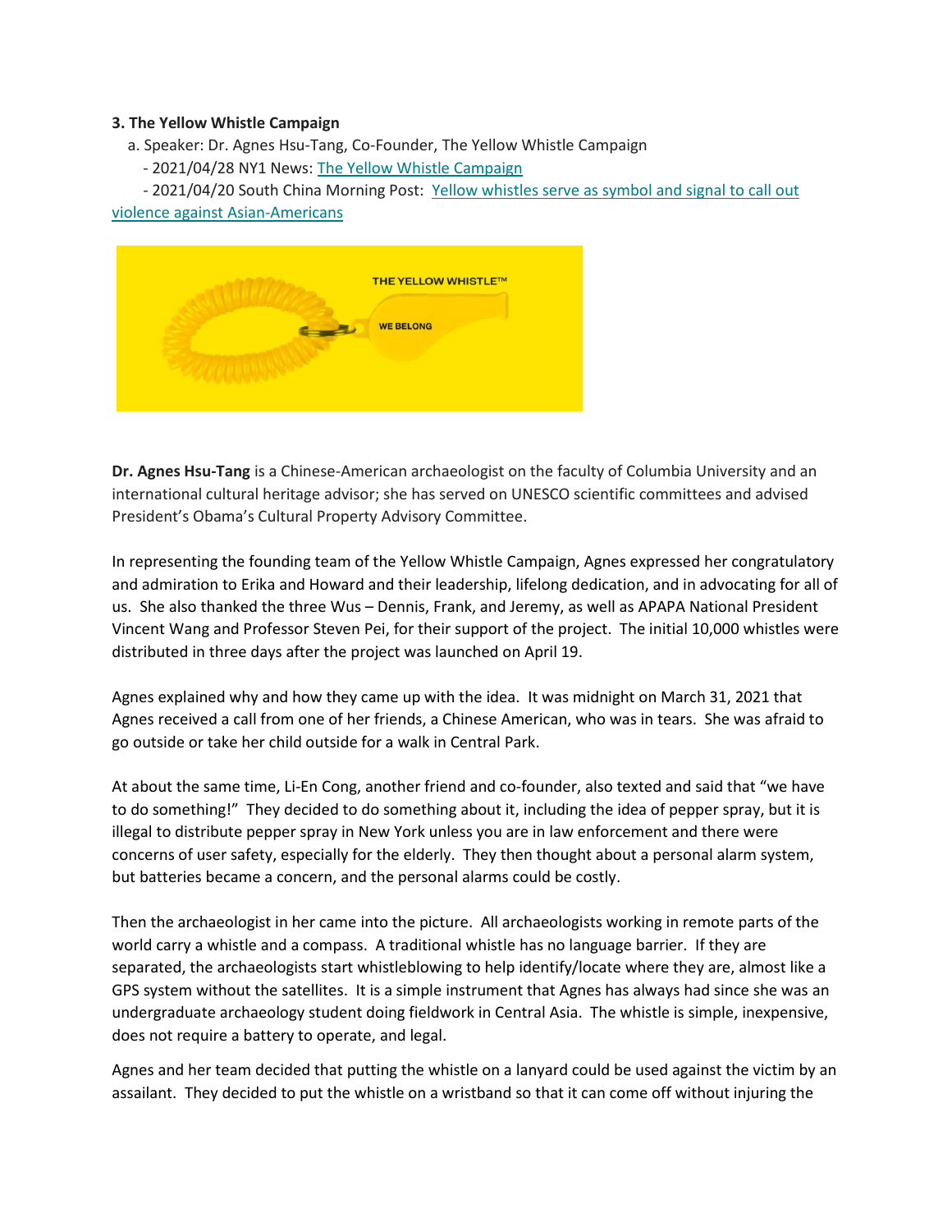**3. The Yellow Whistle Campaign**

a. Speaker: Dr. Agnes Hsu-Tang, Co-Founder, The Yellow Whistle Campaign

- 2021/04/28 NY1 News: The Yellow Whistle Campaign
- 2021/04/20 South China Morning Post: Yellow whistles serve as symbol and signal to call out violence against Asian-Americans

**Dr. Agnes Hsu-Tang** is a Chinese-American archaeologist on the faculty of Columbia University and an international cultural heritage advisor; she has served on UNESCO scientific committees and advised President's Obama's Cultural Property Advisory Committee.

In representing the founding team of the Yellow Whistle Campaign, Agnes expressed her congratulatory and admiration to Erika and Howard and their leadership, lifelong dedication, and in advocating for all of us. She also thanked the three Wus – Dennis, Frank, and Jeremy, as well as APAPA National President Vincent Wang and Professor Steven Pei, for their support of the project. The initial 10,000 whistles were distributed in three days after the project was launched on April 19.

Agnes explained why and how they came up with the idea. It was midnight on March 31, 2021 that Agnes received a call from one of her friends, a Chinese American, who was in tears. She was afraid to go outside or take her child outside for a walk in Central Park.

At about the same time, Li-En Cong, another friend and co-founder, also texted and said that "we have to do something!" They decided to do something about it, including the idea of pepper spray, but it is illegal to distribute pepper spray in New York unless you are in law enforcement and there were concerns of user safety, especially for the elderly. They then thought about a personal alarm system, but batteries became a concern, and the personal alarms could be costly.

Then the archaeologist in her came into the picture. All archaeologists working in remote parts of the world carry a whistle and a compass. A traditional whistle has no language barrier. If they are separated, the archaeologists start whistleblowing to help identify/locate where they are, almost like a GPS system without the satellites. It is a simple instrument that Agnes has always had since she was an undergraduate archaeology student doing fieldwork in Central Asia. The whistle is simple, inexpensive, does not require a battery to operate, and legal.

Agnes and her team decided that putting the whistle on a lanyard could be used against the victim by an assailant. They decided to put the whistle on a wristband so that it can come off without injuring the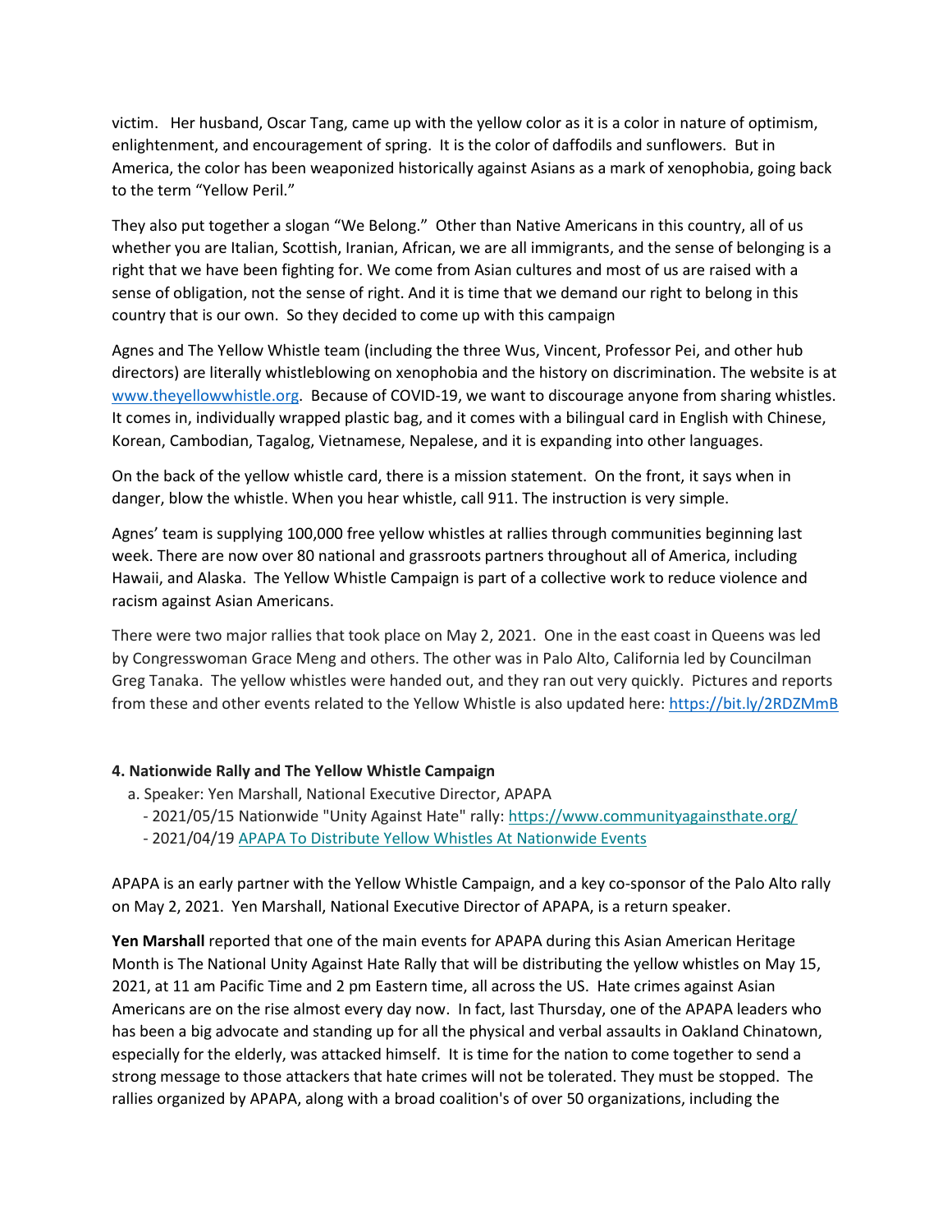victim. Her husband, Oscar Tang, came up with the yellow color as it is a color in nature of optimism, enlightenment, and encouragement of spring. It is the color of daffodils and sunflowers. But in America, the color has been weaponized historically against Asians as a mark of xenophobia, going back to the term "Yellow Peril."

They also put together a slogan "We Belong." Other than Native Americans in this country, all of us whether you are Italian, Scottish, Iranian, African, we are all immigrants, and the sense of belonging is a right that we have been fighting for. We come from Asian cultures and most of us are raised with a sense of obligation, not the sense of right. And it is time that we demand our right to belong in this country that is our own. So they decided to come up with this campaign

Agnes and The Yellow Whistle team (including the three Wus, Vincent, Professor Pei, and other hub directors) are literally whistleblowing on xenophobia and the history on discrimination. The website is at [www.theyellowwhistle.org](www.theyellowwhistle.org). Because of COVID-19, we want to discourage anyone from sharing whistles. It comes in, individually wrapped plastic bag, and it comes with a bilingual card in English with Chinese, Korean, Cambodian, Tagalog, Vietnamese, Nepalese, and it is expanding into other languages.

On the back of the yellow whistle card, there is a mission statement. On the front, it says when in danger, blow the whistle. When you hear whistle, call 911. The instruction is very simple.

Agnes' team is supplying 100,000 free yellow whistles at rallies through communities beginning last week. There are now over 80 national and grassroots partners throughout all of America, including Hawaii, and Alaska. The Yellow Whistle Campaign is part of a collective work to reduce violence and racism against Asian Americans.

There were two major rallies that took place on May 2, 2021. One in the east coast in Queens was led by Congresswoman Grace Meng and others. The other was in Palo Alto, California led by Councilman Greg Tanaka. The yellow whistles were handed out, and they ran out very quickly. Pictures and reports from these and other events related to the Yellow Whistle is also updated here: [https://bit.ly/2RDZMmB](https://bit.ly/2RDZMmB)

**4. Nationwide Rally and The Yellow Whistle Campaign**

a. Speaker: Yen Marshall, National Executive Director, APAPA
   - 2021/05/15 Nationwide "Unity Against Hate" rally: [https://www.communityagainsthate.org/](https://www.communityagainsthate.org/)
   - 2021/04/19 APAPA To Distribute Yellow Whistles At Nationwide Events

APAPA is an early partner with the Yellow Whistle Campaign, and a key co-sponsor of the Palo Alto rally on May 2, 2021. Yen Marshall, National Executive Director of APAPA, is a return speaker.

**Yen Marshall** reported that one of the main events for APAPA during this Asian American Heritage Month is The National Unity Against Hate Rally that will be distributing the yellow whistles on May 15, 2021, at 11 am Pacific Time and 2 pm Eastern time, all across the US. Hate crimes against Asian Americans are on the rise almost every day now. In fact, last Thursday, one of the APAPA leaders who has been a big advocate and standing up for all the physical and verbal assaults in Oakland Chinatown, especially for the elderly, was attacked himself. It is time for the nation to come together to send a strong message to those attackers that hate crimes will not be tolerated. They must be stopped. The rallies organized by APAPA, along with a broad coalition's of over 50 organizations, including the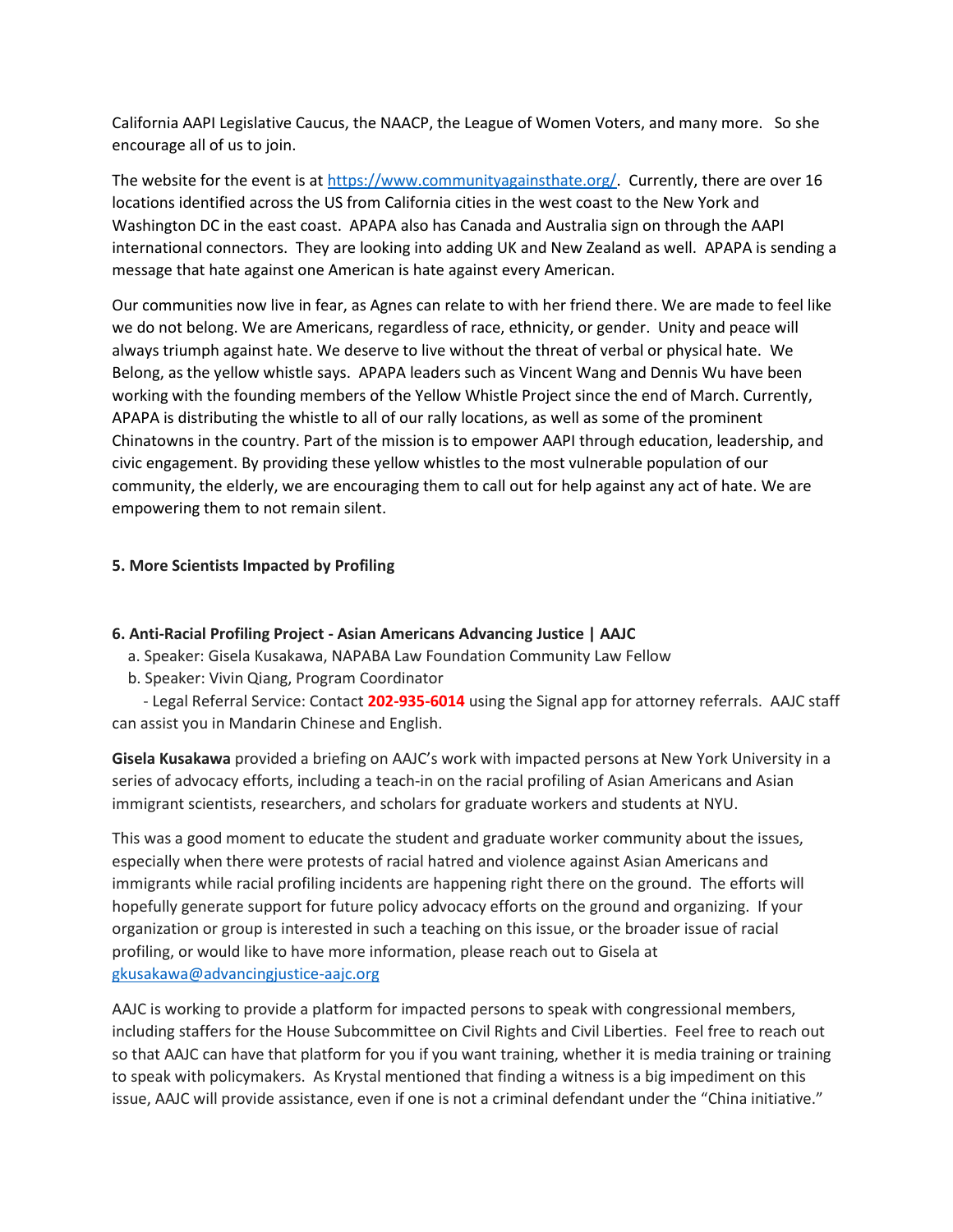California AAPI Legislative Caucus, the NAACP, the League of Women Voters, and many more. So she encourage all of us to join.

The website for the event is at [https://www.communityagainsthate.org/](https://www.communityagainsthate.org/). Currently, there are over 16 locations identified across the US from California cities in the west coast to the New York and Washington DC in the east coast. APAPA also has Canada and Australia sign on through the AAPI international connectors. They are looking into adding UK and New Zealand as well. APAPA is sending a message that hate against one American is hate against every American.

Our communities now live in fear, as Agnes can relate to with her friend there. We are made to feel like we do not belong. We are Americans, regardless of race, ethnicity, or gender. Unity and peace will always triumph against hate. We deserve to live without the threat of verbal or physical hate. We Belong, as the yellow whistle says. APAPA leaders such as Vincent Wang and Dennis Wu have been working with the founding members of the Yellow Whistle Project since the end of March. Currently, APAPA is distributing the whistle to all of our rally locations, as well as some of the prominent Chinatowns in the country. Part of the mission is to empower AAPI through education, leadership, and civic engagement. By providing these yellow whistles to the most vulnerable population of our community, the elderly, we are encouraging them to call out for help against any act of hate. We are empowering them to not remain silent.

**5. More Scientists Impacted by Profiling**

**6. Anti-Racial Profiling Project - Asian Americans Advancing Justice | AAJC**

a. Speaker: Gisela Kusakawa, NAPABA Law Foundation Community Law Fellow
b. Speaker: Vivin Qiang, Program Coordinator

- Legal Referral Service: Contact **202-935-6014** using the Signal app for attorney referrals. AAJC staff can assist you in Mandarin Chinese and English.

**Gisela Kusakawa** provided a briefing on AAJC's work with impacted persons at New York University in a series of advocacy efforts, including a teach-in on the racial profiling of Asian Americans and Asian immigrant scientists, researchers, and scholars for graduate workers and students at NYU.

This was a good moment to educate the student and graduate worker community about the issues, especially when there were protests of racial hatred and violence against Asian Americans and immigrants while racial profiling incidents are happening right there on the ground. The efforts will hopefully generate support for future policy advocacy efforts on the ground and organizing. If your organization or group is interested in such a teaching on this issue, or the broader issue of racial profiling, or would like to have more information, please reach out to Gisela at [gkusakawa@advancingjustice-aajc.org](mailto:gkusakawa@advancingjustice-aajc.org)

AAJC is working to provide a platform for impacted persons to speak with congressional members, including staffers for the House Subcommittee on Civil Rights and Civil Liberties. Feel free to reach out so that AAJC can have that platform for you if you want training, whether it is media training or training to speak with policymakers. As Krystal mentioned that finding a witness is a big impediment on this issue, AAJC will provide assistance, even if one is not a criminal defendant under the "China initiative."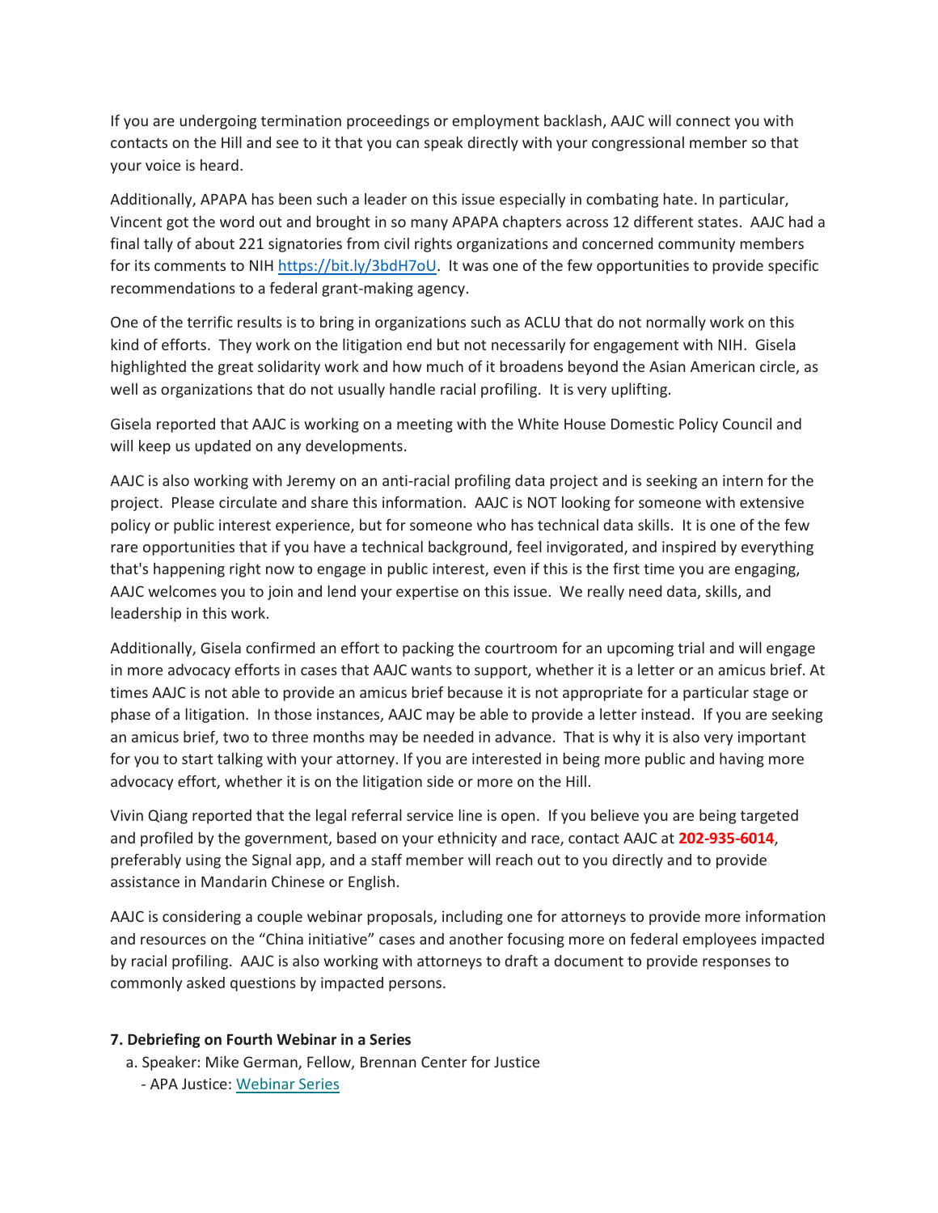If you are undergoing termination proceedings or employment backlash, AAJC will connect you with contacts on the Hill and see to it that you can speak directly with your congressional member so that your voice is heard.

Additionally, APAPA has been such a leader on this issue especially in combating hate. In particular, Vincent got the word out and brought in so many APAPA chapters across 12 different states. AAJC had a final tally of about 221 signatories from civil rights organizations and concerned community members for its comments to NIH https://bit.ly/3bdH7oU. It was one of the few opportunities to provide specific recommendations to a federal grant-making agency.

One of the terrific results is to bring in organizations such as ACLU that do not normally work on this kind of efforts. They work on the litigation end but not necessarily for engagement with NIH. Gisela highlighted the great solidarity work and how much of it broadens beyond the Asian American circle, as well as organizations that do not usually handle racial profiling. It is very uplifting.

Gisela reported that AAJC is working on a meeting with the White House Domestic Policy Council and will keep us updated on any developments.

AAJC is also working with Jeremy on an anti-racial profiling data project and is seeking an intern for the project. Please circulate and share this information. AAJC is NOT looking for someone with extensive policy or public interest experience, but for someone who has technical data skills. It is one of the few rare opportunities that if you have a technical background, feel invigorated, and inspired by everything that's happening right now to engage in public interest, even if this is the first time you are engaging, AAJC welcomes you to join and lend your expertise on this issue. We really need data, skills, and leadership in this work.

Additionally, Gisela confirmed an effort to packing the courtroom for an upcoming trial and will engage in more advocacy efforts in cases that AAJC wants to support, whether it is a letter or an amicus brief. At times AAJC is not able to provide an amicus brief because it is not appropriate for a particular stage or phase of a litigation. In those instances, AAJC may be able to provide a letter instead. If you are seeking an amicus brief, two to three months may be needed in advance. That is why it is also very important for you to start talking with your attorney. If you are interested in being more public and having more advocacy effort, whether it is on the litigation side or more on the Hill.

Vivin Qiang reported that the legal referral service line is open. If you believe you are being targeted and profiled by the government, based on your ethnicity and race, contact AAJC at **202-935-6014**, preferably using the Signal app, and a staff member will reach out to you directly and to provide assistance in Mandarin Chinese or English.

AAJC is considering a couple webinar proposals, including one for attorneys to provide more information and resources on the "China initiative" cases and another focusing more on federal employees impacted by racial profiling. AAJC is also working with attorneys to draft a document to provide responses to commonly asked questions by impacted persons.

**7. Debriefing on Fourth Webinar in a Series**

a. Speaker: Mike German, Fellow, Brennan Center for Justice
   - APA Justice: Webinar Series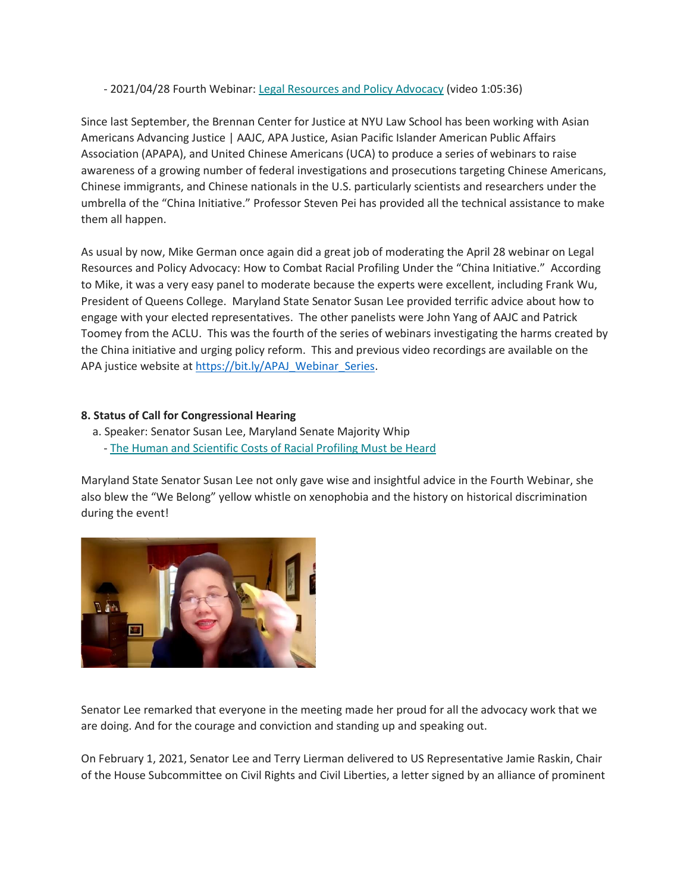- 2021/04/28 Fourth Webinar: Legal Resources and Policy Advocacy (video 1:05:36)

Since last September, the Brennan Center for Justice at NYU Law School has been working with Asian Americans Advancing Justice | AAJC, APA Justice, Asian Pacific Islander American Public Affairs Association (APAPA), and United Chinese Americans (UCA) to produce a series of webinars to raise awareness of a growing number of federal investigations and prosecutions targeting Chinese Americans, Chinese immigrants, and Chinese nationals in the U.S. particularly scientists and researchers under the umbrella of the "China Initiative." Professor Steven Pei has provided all the technical assistance to make them all happen.

As usual by now, Mike German once again did a great job of moderating the April 28 webinar on Legal Resources and Policy Advocacy: How to Combat Racial Profiling Under the "China Initiative." According to Mike, it was a very easy panel to moderate because the experts were excellent, including Frank Wu, President of Queens College. Maryland State Senator Susan Lee provided terrific advice about how to engage with your elected representatives. The other panelists were John Yang of AAJC and Patrick Toomey from the ACLU. This was the fourth of the series of webinars investigating the harms created by the China initiative and urging policy reform. This and previous video recordings are available on the APA justice website at https://bit.ly/APAJ_Webinar_Series.

**8. Status of Call for Congressional Hearing**

a. Speaker: Senator Susan Lee, Maryland Senate Majority Whip
- The Human and Scientific Costs of Racial Profiling Must be Heard

Maryland State Senator Susan Lee not only gave wise and insightful advice in the Fourth Webinar, she also blew the "We Belong" yellow whistle on xenophobia and the history on historical discrimination during the event!

Senator Lee remarked that everyone in the meeting made her proud for all the advocacy work that we are doing. And for the courage and conviction and standing up and speaking out.

On February 1, 2021, Senator Lee and Terry Lierman delivered to US Representative Jamie Raskin, Chair of the House Subcommittee on Civil Rights and Civil Liberties, a letter signed by an alliance of prominent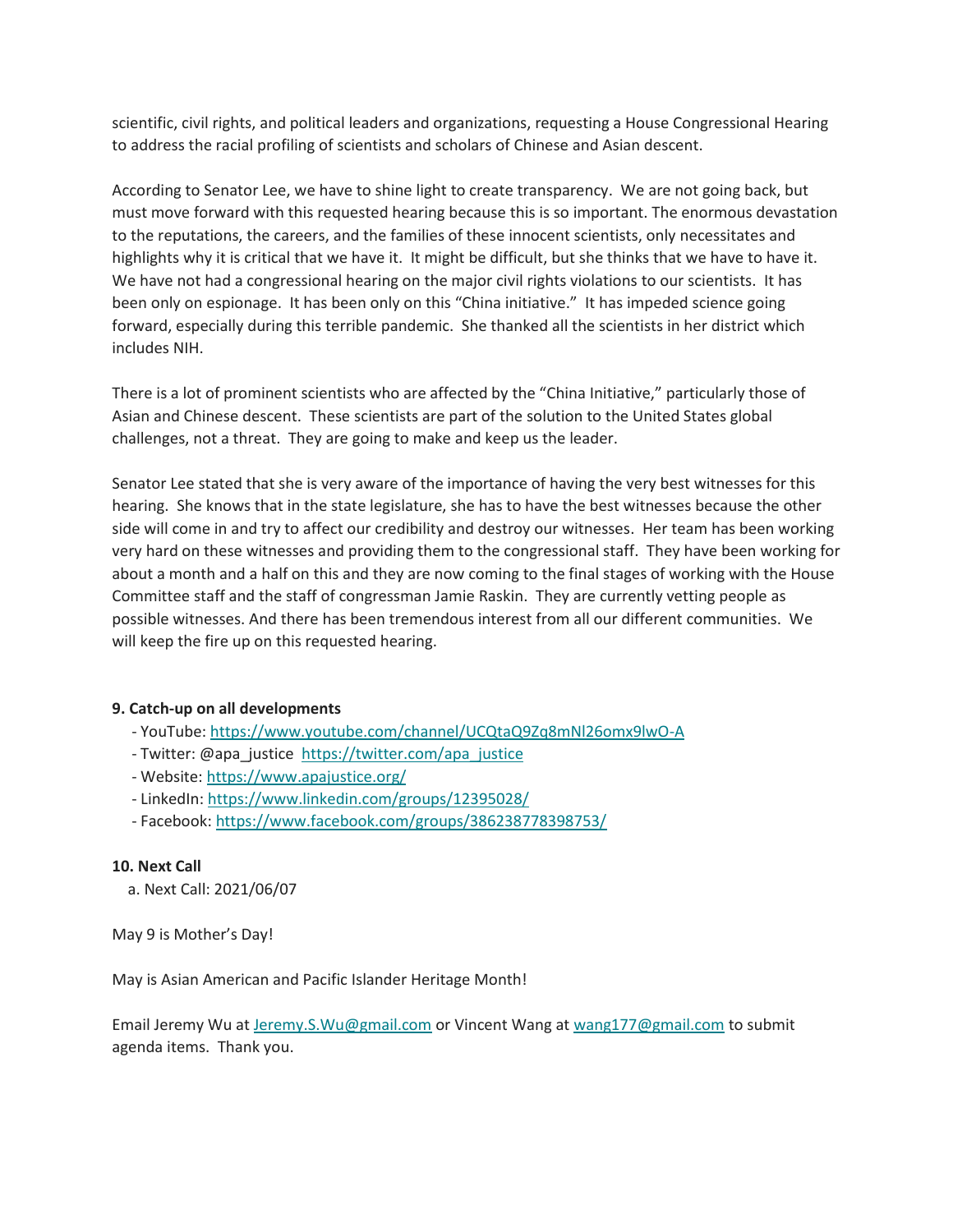scientific, civil rights, and political leaders and organizations, requesting a House Congressional Hearing to address the racial profiling of scientists and scholars of Chinese and Asian descent.

According to Senator Lee, we have to shine light to create transparency. We are not going back, but must move forward with this requested hearing because this is so important. The enormous devastation to the reputations, the careers, and the families of these innocent scientists, only necessitates and highlights why it is critical that we have it. It might be difficult, but she thinks that we have to have it. We have not had a congressional hearing on the major civil rights violations to our scientists. It has been only on espionage. It has been only on this "China initiative." It has impeded science going forward, especially during this terrible pandemic. She thanked all the scientists in her district which includes NIH.

There is a lot of prominent scientists who are affected by the "China Initiative," particularly those of Asian and Chinese descent. These scientists are part of the solution to the United States global challenges, not a threat. They are going to make and keep us the leader.

Senator Lee stated that she is very aware of the importance of having the very best witnesses for this hearing. She knows that in the state legislature, she has to have the best witnesses because the other side will come in and try to affect our credibility and destroy our witnesses. Her team has been working very hard on these witnesses and providing them to the congressional staff. They have been working for about a month and a half on this and they are now coming to the final stages of working with the House Committee staff and the staff of congressman Jamie Raskin. They are currently vetting people as possible witnesses. And there has been tremendous interest from all our different communities. We will keep the fire up on this requested hearing.

**9. Catch-up on all developments**

- YouTube: https://www.youtube.com/channel/UCQtaQ9Zq8mNl26omx9lwO-A
- Twitter: @apa_justice https://twitter.com/apa_justice
- Website: https://www.apajustice.org/
- LinkedIn: https://www.linkedin.com/groups/12395028/
- Facebook: https://www.facebook.com/groups/386238778398753/

**10. Next Call**

a. Next Call: 2021/06/07

May 9 is Mother's Day!

May is Asian American and Pacific Islander Heritage Month!

Email Jeremy Wu at Jeremy.S.Wu@gmail.com or Vincent Wang at wang177@gmail.com to submit agenda items. Thank you.